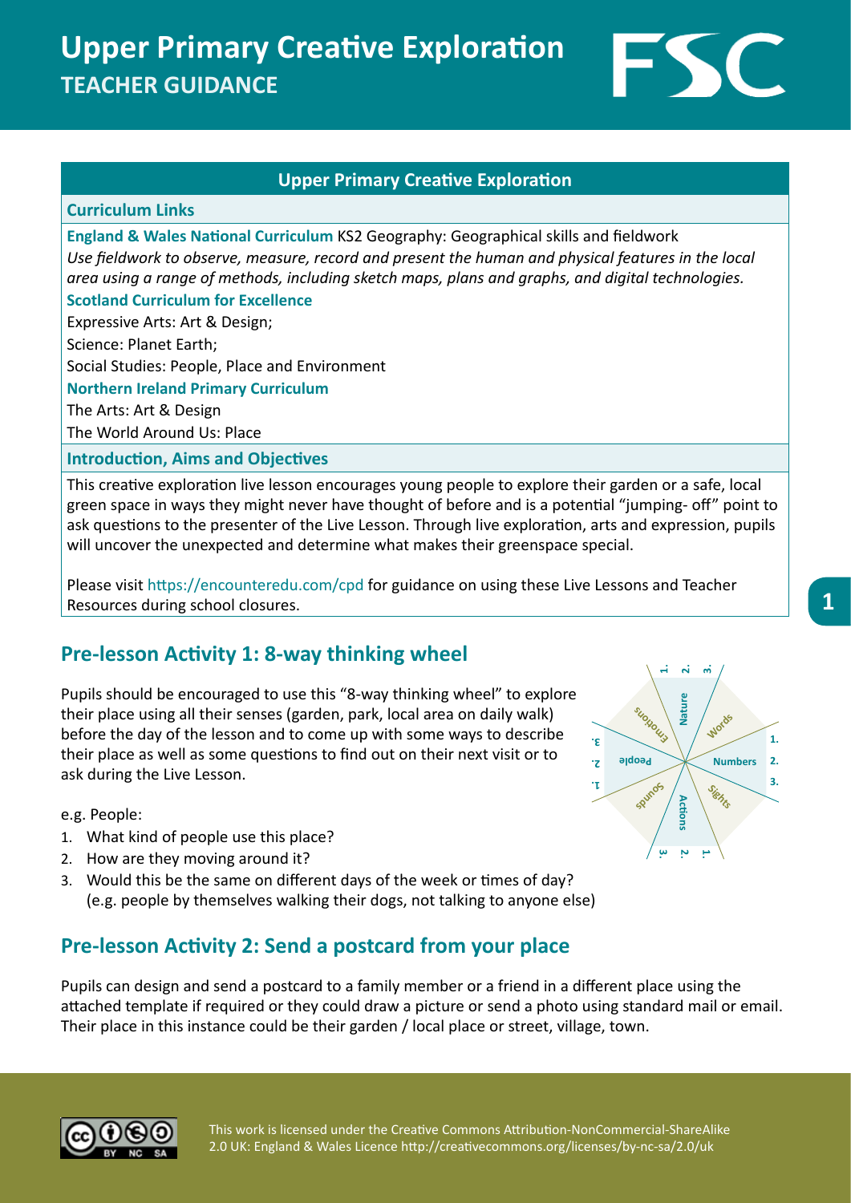# Upper Primary Creative Exploration
## TEACHER GUIDANCE

### Upper Primary Creative Exploration

**Curriculum Links**

**England & Wales National Curriculum** KS2 Geography: Geographical skills and fieldwork
*Use fieldwork to observe, measure, record and present the human and physical features in the local area using a range of methods, including sketch maps, plans and graphs, and digital technologies.*

**Scotland Curriculum for Excellence**

Expressive Arts: Art & Design;
Science: Planet Earth;
Social Studies: People, Place and Environment

**Northern Ireland Primary Curriculum**

The Arts: Art & Design
The World Around Us: Place

**Introduction, Aims and Objectives**

This creative exploration live lesson encourages young people to explore their garden or a safe, local green space in ways they might never have thought of before and is a potential "jumping- off" point to ask questions to the presenter of the Live Lesson. Through live exploration, arts and expression, pupils will uncover the unexpected and determine what makes their greenspace special.

Please visit https://encounteredu.com/cpd for guidance on using these Live Lessons and Teacher Resources during school closures.

## Pre-lesson Activity 1: 8-way thinking wheel

Pupils should be encouraged to use this "8-way thinking wheel" to explore their place using all their senses (garden, park, local area on daily walk) before the day of the lesson and to come up with some ways to describe their place as well as some questions to find out on their next visit or to ask during the Live Lesson.

e.g. People:

1. What kind of people use this place?
2. How are they moving around it?
3. Would this be the same on different days of the week or times of day? (e.g. people by themselves walking their dogs, not talking to anyone else)

## Pre-lesson Activity 2: Send a postcard from your place

Pupils can design and send a postcard to a family member or a friend in a different place using the attached template if required or they could draw a picture or send a photo using standard mail or email. Their place in this instance could be their garden / local place or street, village, town.

This work is licensed under the Creative Commons Attribution-NonCommercial-ShareAlike 2.0 UK: England & Wales Licence http://creativecommons.org/licenses/by-nc-sa/2.0/uk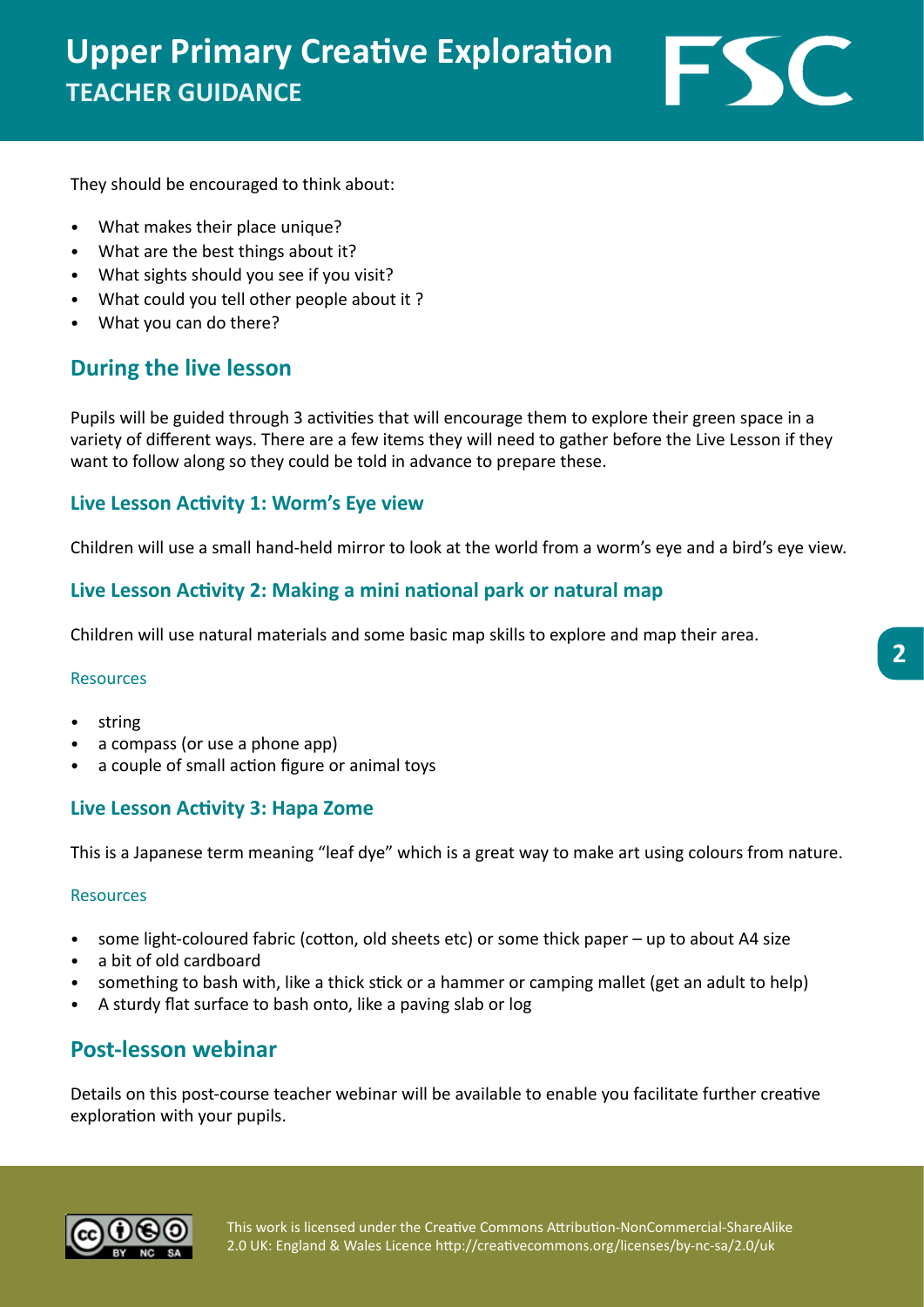They should be encouraged to think about:

- What makes their place unique?
- What are the best things about it?
- What sights should you see if you visit?
- What could you tell other people about it ?
- What you can do there?

## During the live lesson

Pupils will be guided through 3 activities that will encourage them to explore their green space in a variety of different ways. There are a few items they will need to gather before the Live Lesson if they want to follow along so they could be told in advance to prepare these.

### Live Lesson Activity 1: Worm's Eye view

Children will use a small hand-held mirror to look at the world from a worm's eye and a bird's eye view.

### Live Lesson Activity 2: Making a mini national park or natural map

Children will use natural materials and some basic map skills to explore and map their area.

#### Resources

- string
- a compass (or use a phone app)
- a couple of small action figure or animal toys

### Live Lesson Activity 3: Hapa Zome

This is a Japanese term meaning "leaf dye" which is a great way to make art using colours from nature.

#### Resources

- some light-coloured fabric (cotton, old sheets etc) or some thick paper – up to about A4 size
- a bit of old cardboard
- something to bash with, like a thick stick or a hammer or camping mallet (get an adult to help)
- A sturdy flat surface to bash onto, like a paving slab or log

## Post-lesson webinar

Details on this post-course teacher webinar will be available to enable you facilitate further creative exploration with your pupils.

This work is licensed under the Creative Commons Attribution-NonCommercial-ShareAlike 2.0 UK: England & Wales Licence http://creativecommons.org/licenses/by-nc-sa/2.0/uk